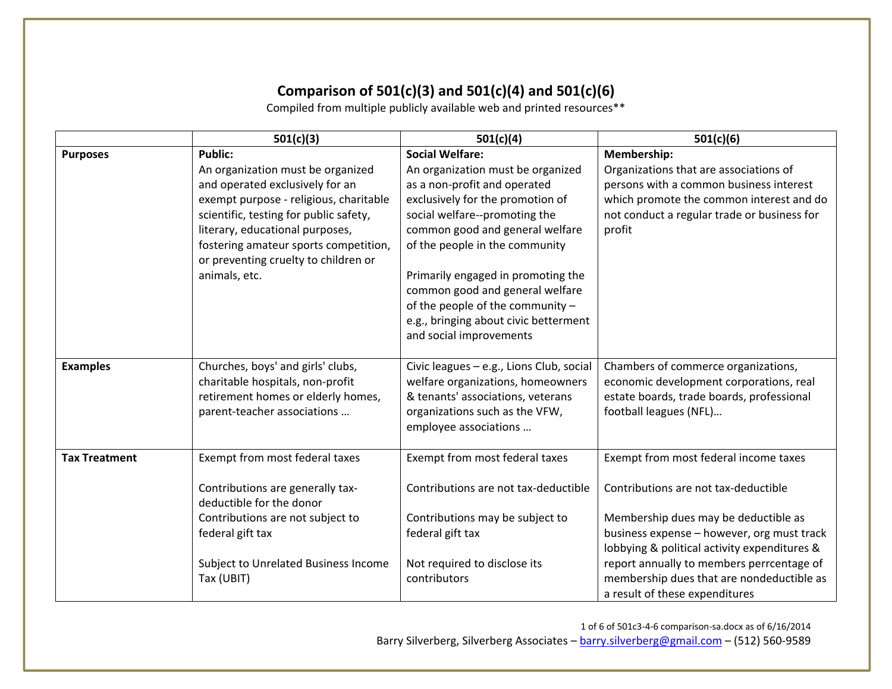# Comparison of 501(c)(3) and 501(c)(4) and 501(c)(6)

Compiled from multiple publicly available web and printed resources**

| | 501(c)(3) | 501(c)(4) | 501(c)(6) |
|---|---|---|---|
| **Purposes** | **Public:**<br>An organization must be organized and operated exclusively for an exempt purpose - religious, charitable scientific, testing for public safety, literary, educational purposes, fostering amateur sports competition, or preventing cruelty to children or animals, etc. | **Social Welfare:**<br>An organization must be organized as a non-profit and operated exclusively for the promotion of social welfare--promoting the common good and general welfare of the people in the community<br><br>Primarily engaged in promoting the common good and general welfare of the people of the community – e.g., bringing about civic betterment and social improvements | **Membership:**<br>Organizations that are associations of persons with a common business interest which promote the common interest and do not conduct a regular trade or business for profit |
| **Examples** | Churches, boys' and girls' clubs, charitable hospitals, non-profit retirement homes or elderly homes, parent-teacher associations … | Civic leagues – e.g., Lions Club, social welfare organizations, homeowners & tenants' associations, veterans organizations such as the VFW, employee associations … | Chambers of commerce organizations, economic development corporations, real estate boards, trade boards, professional football leagues (NFL)… |
| **Tax Treatment** | Exempt from most federal taxes<br><br>Contributions are generally tax-deductible for the donor<br>Contributions are not subject to federal gift tax<br><br>Subject to Unrelated Business Income Tax (UBIT) | Exempt from most federal taxes<br><br>Contributions are not tax-deductible<br><br>Contributions may be subject to federal gift tax<br><br>Not required to disclose its contributors | Exempt from most federal income taxes<br><br>Contributions are not tax-deductible<br><br>Membership dues may be deductible as business expense – however, org must track lobbying & political activity expenditures & report annually to members perrcentage of membership dues that are nondeductible as a result of these expenditures |

Barry Silverberg, Silverberg Associates – barry.silverberg@gmail.com – (512) 560-9589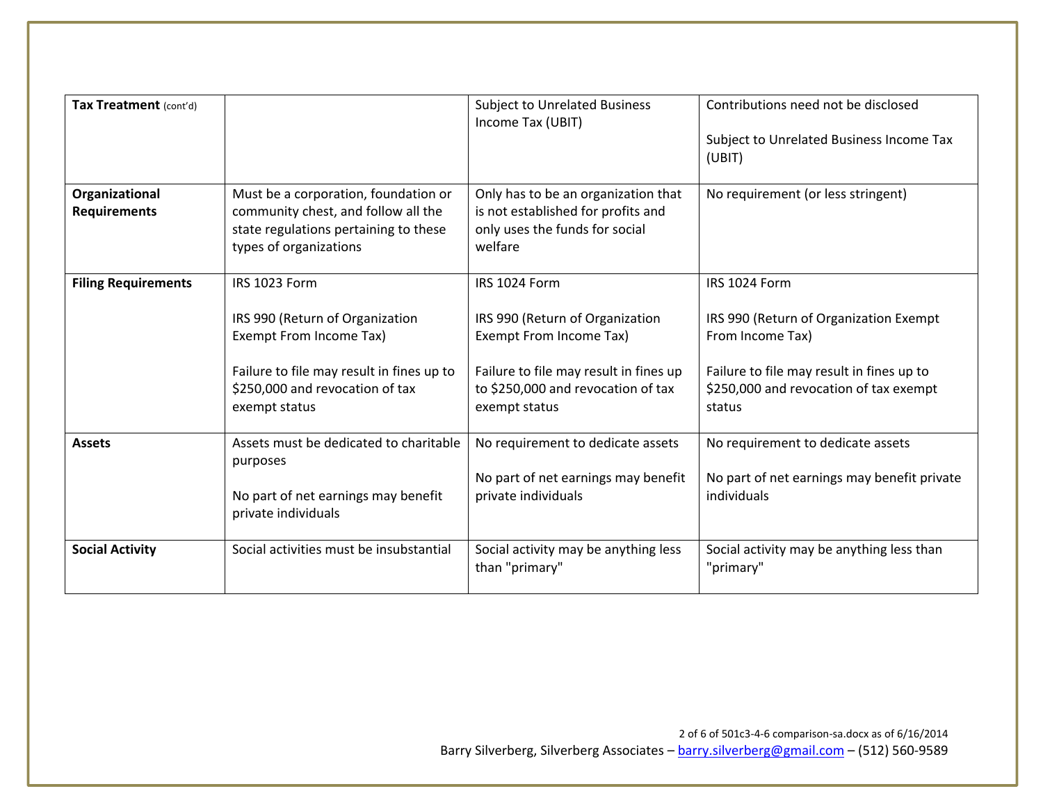| **Tax Treatment** (cont'd) | | Subject to Unrelated Business Income Tax (UBIT) | Contributions need not be disclosed<br><br>Subject to Unrelated Business Income Tax (UBIT) |
|---|---|---|---|
| **Organizational Requirements** | Must be a corporation, foundation or community chest, and follow all the state regulations pertaining to these types of organizations | Only has to be an organization that is not established for profits and only uses the funds for social welfare | No requirement (or less stringent) |
| **Filing Requirements** | IRS 1023 Form<br><br>IRS 990 (Return of Organization Exempt From Income Tax)<br><br>Failure to file may result in fines up to $250,000 and revocation of tax exempt status | IRS 1024 Form<br><br>IRS 990 (Return of Organization Exempt From Income Tax)<br><br>Failure to file may result in fines up to $250,000 and revocation of tax exempt status | IRS 1024 Form<br><br>IRS 990 (Return of Organization Exempt From Income Tax)<br><br>Failure to file may result in fines up to $250,000 and revocation of tax exempt status |
| **Assets** | Assets must be dedicated to charitable purposes<br><br>No part of net earnings may benefit private individuals | No requirement to dedicate assets<br><br>No part of net earnings may benefit private individuals | No requirement to dedicate assets<br><br>No part of net earnings may benefit private individuals |
| **Social Activity** | Social activities must be insubstantial | Social activity may be anything less than "primary" | Social activity may be anything less than "primary" |

Barry Silverberg, Silverberg Associates – barry.silverberg@gmail.com – (512) 560-9589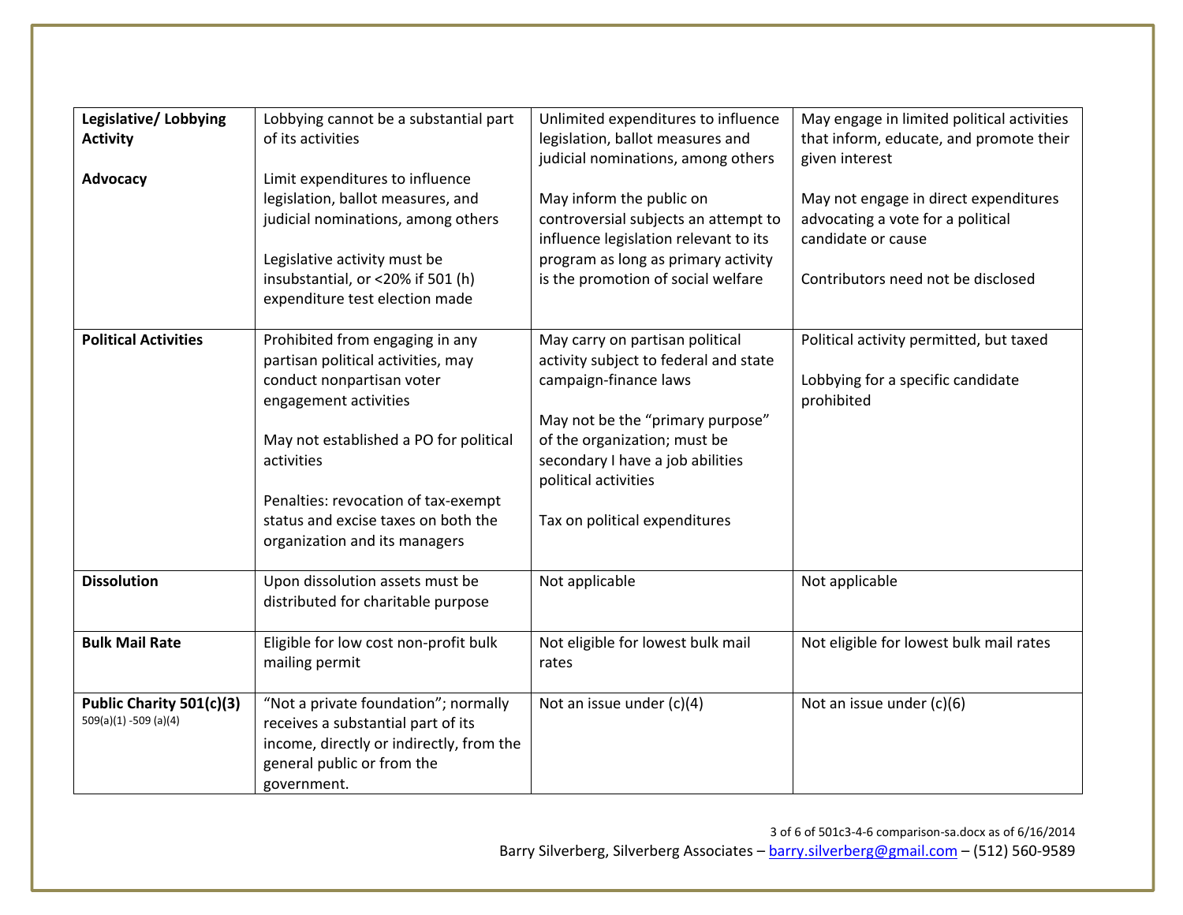| Legislative/ Lobbying Activity<br><br>Advocacy | Lobbying cannot be a substantial part of its activities<br><br>Limit expenditures to influence legislation, ballot measures, and judicial nominations, among others<br><br>Legislative activity must be insubstantial, or <20% if 501 (h) expenditure test election made | Unlimited expenditures to influence legislation, ballot measures and judicial nominations, among others<br><br>May inform the public on controversial subjects an attempt to influence legislation relevant to its program as long as primary activity is the promotion of social welfare | May engage in limited political activities that inform, educate, and promote their given interest<br><br>May not engage in direct expenditures advocating a vote for a political candidate or cause<br><br>Contributors need not be disclosed |
|---|---|---|---|
| **Political Activities** | Prohibited from engaging in any partisan political activities, may conduct nonpartisan voter engagement activities<br><br>May not established a PO for political activities<br><br>Penalties: revocation of tax-exempt status and excise taxes on both the organization and its managers | May carry on partisan political activity subject to federal and state campaign-finance laws<br><br>May not be the "primary purpose" of the organization; must be secondary I have a job abilities political activities<br><br>Tax on political expenditures | Political activity permitted, but taxed<br><br>Lobbying for a specific candidate prohibited |
| **Dissolution** | Upon dissolution assets must be distributed for charitable purpose | Not applicable | Not applicable |
| **Bulk Mail Rate** | Eligible for low cost non-profit bulk mailing permit | Not eligible for lowest bulk mail rates | Not eligible for lowest bulk mail rates |
| **Public Charity 501(c)(3)**<br>509(a)(1) -509 (a)(4) | "Not a private foundation"; normally receives a substantial part of its income, directly or indirectly, from the general public or from the government. | Not an issue under (c)(4) | Not an issue under (c)(6) |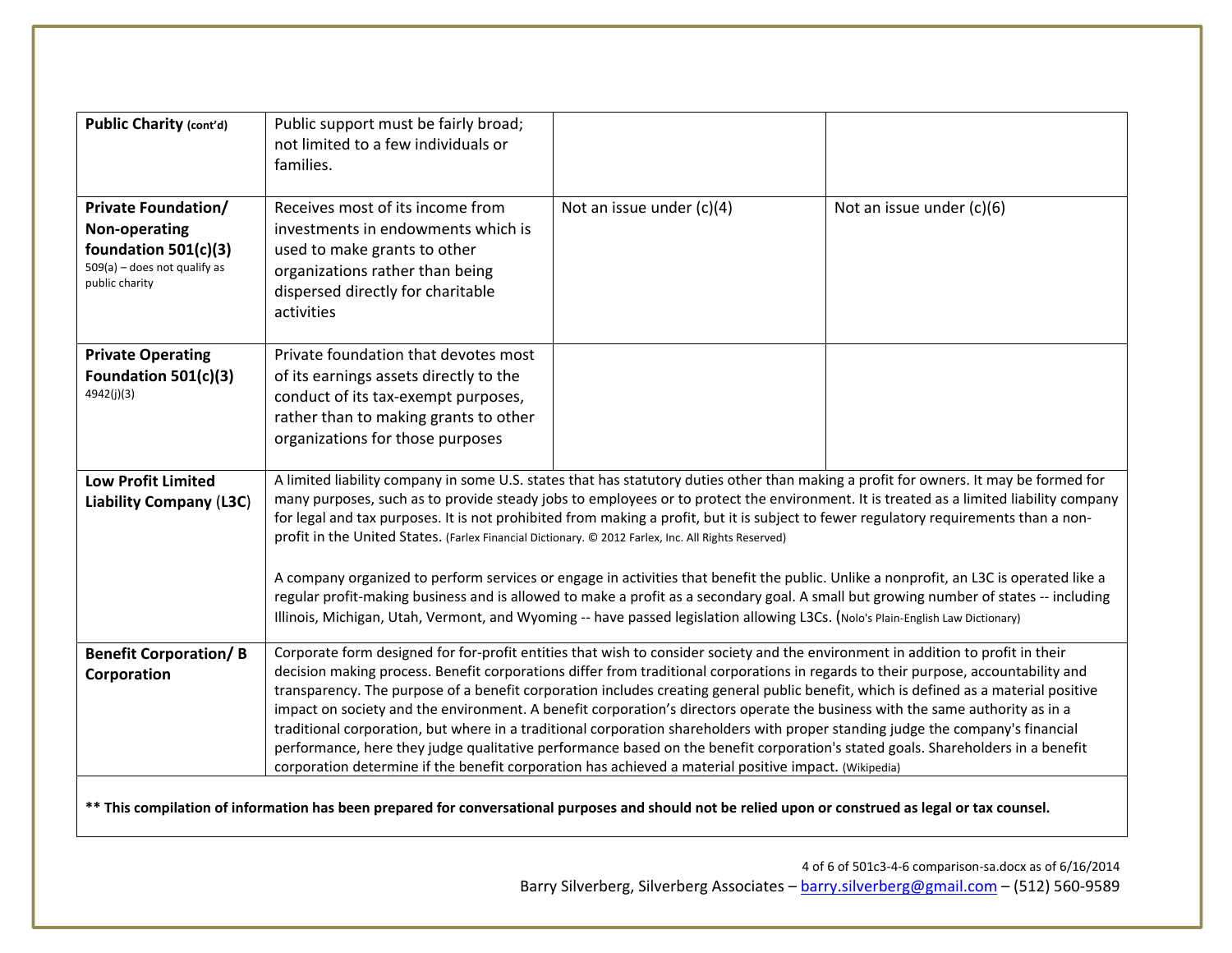| | | | |
|---|---|---|---|
| **Public Charity** (cont'd) | Public support must be fairly broad; not limited to a few individuals or families. | | |
| **Private Foundation/ Non-operating foundation 501(c)(3)** 509(a) – does not qualify as public charity | Receives most of its income from investments in endowments which is used to make grants to other organizations rather than being dispersed directly for charitable activities | Not an issue under (c)(4) | Not an issue under (c)(6) |
| **Private Operating Foundation 501(c)(3)** 4942(j)(3) | Private foundation that devotes most of its earnings assets directly to the conduct of its tax-exempt purposes, rather than to making grants to other organizations for those purposes | | |
| **Low Profit Limited Liability Company (L3C)** | A limited liability company in some U.S. states that has statutory duties other than making a profit for owners. It may be formed for many purposes, such as to provide steady jobs to employees or to protect the environment. It is treated as a limited liability company for legal and tax purposes. It is not prohibited from making a profit, but it is subject to fewer regulatory requirements than a non-profit in the United States. (Farlex Financial Dictionary. © 2012 Farlex, Inc. All Rights Reserved)<br><br>A company organized to perform services or engage in activities that benefit the public. Unlike a nonprofit, an L3C is operated like a regular profit-making business and is allowed to make a profit as a secondary goal. A small but growing number of states -- including Illinois, Michigan, Utah, Vermont, and Wyoming -- have passed legislation allowing L3Cs. (Nolo's Plain-English Law Dictionary) | | |
| **Benefit Corporation/ B Corporation** | Corporate form designed for for-profit entities that wish to consider society and the environment in addition to profit in their decision making process. Benefit corporations differ from traditional corporations in regards to their purpose, accountability and transparency. The purpose of a benefit corporation includes creating general public benefit, which is defined as a material positive impact on society and the environment. A benefit corporation's directors operate the business with the same authority as in a traditional corporation, but where in a traditional corporation shareholders with proper standing judge the company's financial performance, here they judge qualitative performance based on the benefit corporation's stated goals. Shareholders in a benefit corporation determine if the benefit corporation has achieved a material positive impact. (Wikipedia) | | |

**** This compilation of information has been prepared for conversational purposes and should not be relied upon or construed as legal or tax counsel.**

Barry Silverberg, Silverberg Associates – barry.silverberg@gmail.com – (512) 560-9589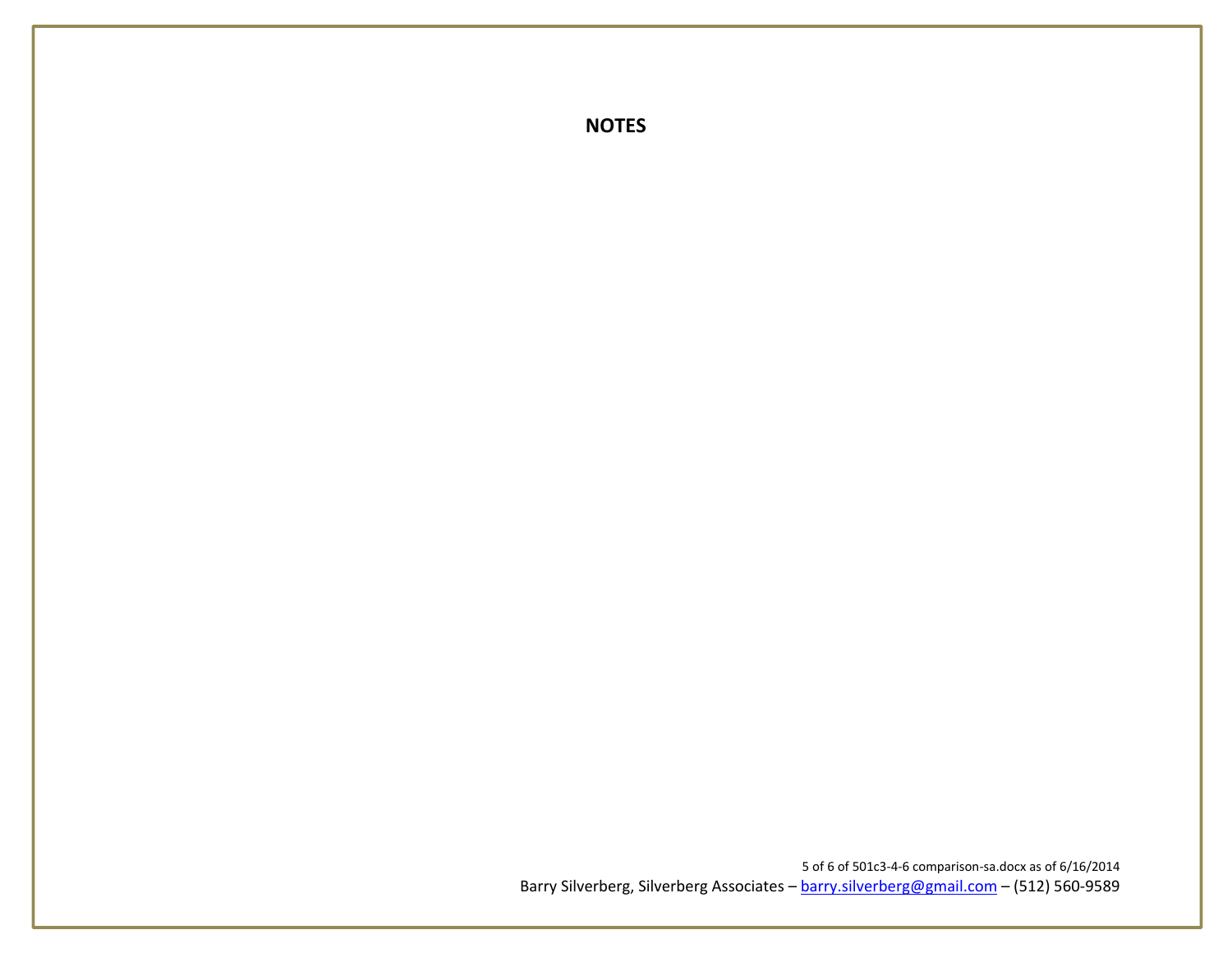**NOTES**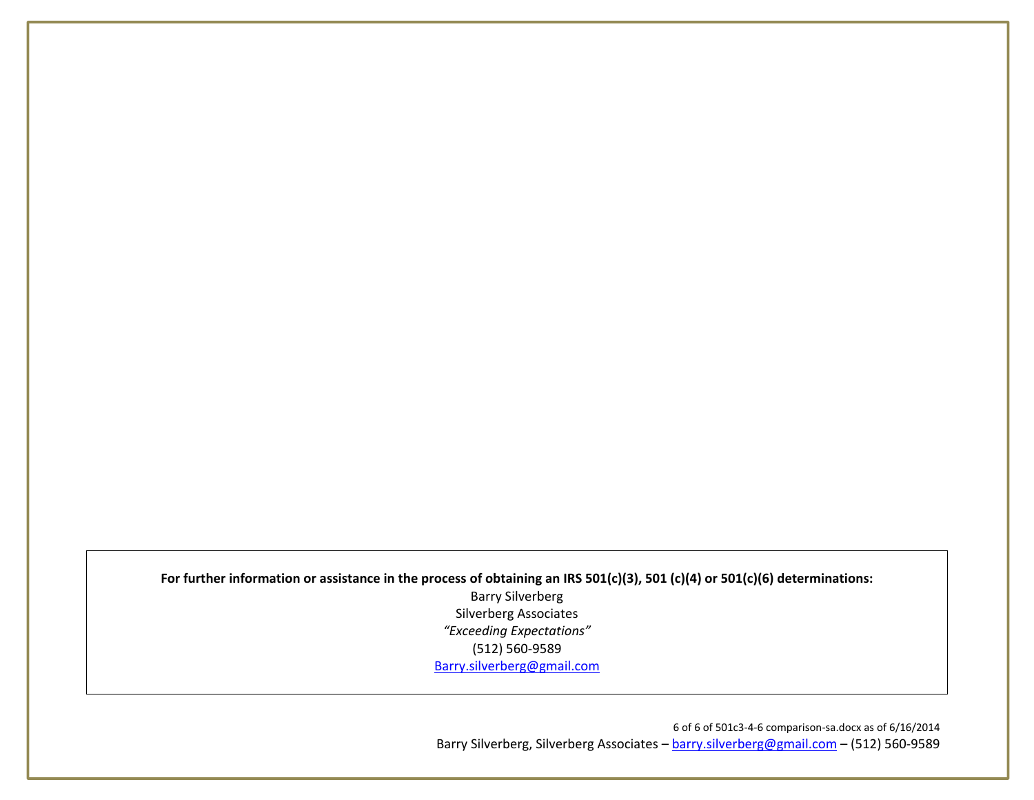**For further information or assistance in the process of obtaining an IRS 501(c)(3), 501 (c)(4) or 501(c)(6) determinations:**

Barry Silverberg
Silverberg Associates
*"Exceeding Expectations"*
(512) 560-9589
Barry.silverberg@gmail.com